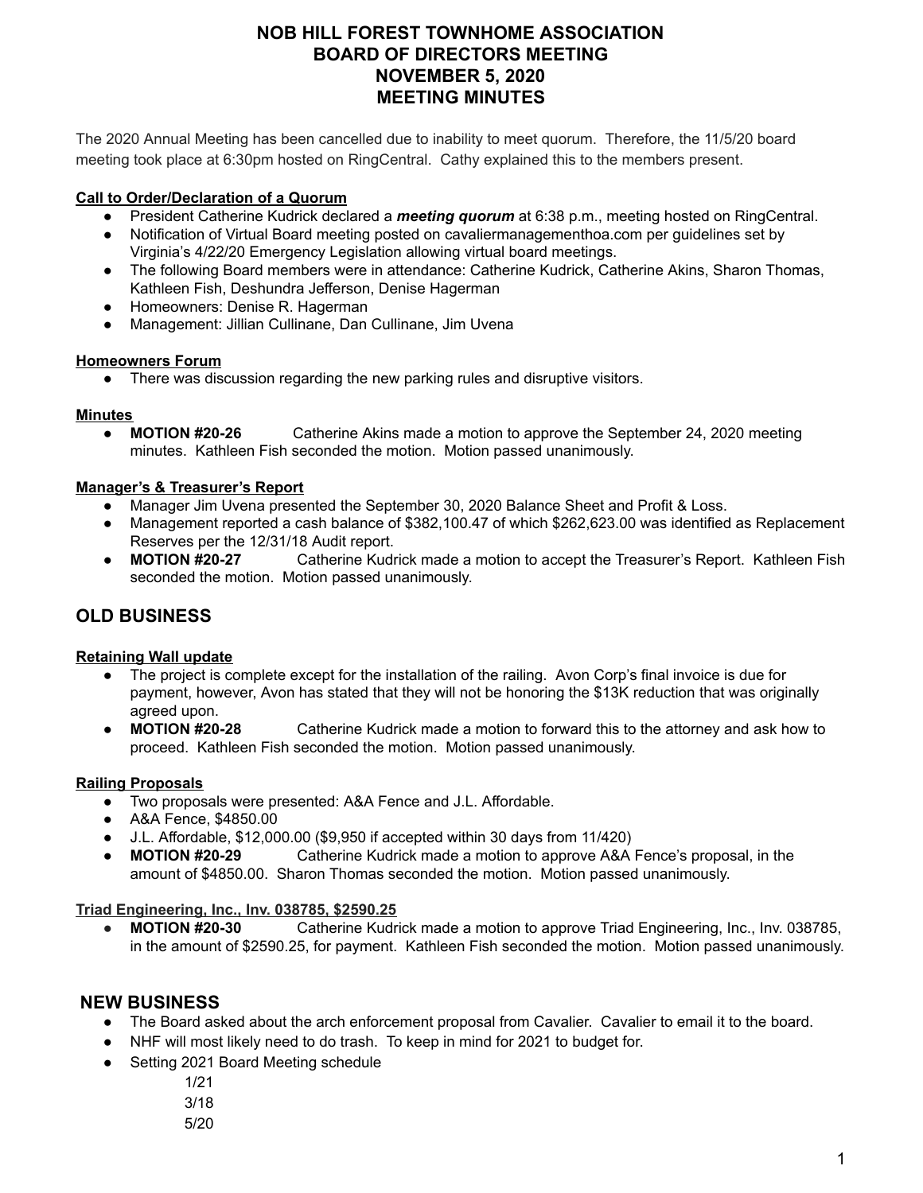# NOB HILL FOREST TOWNHOME ASSOCIATION
# BOARD OF DIRECTORS MEETING
# NOVEMBER 5, 2020
# MEETING MINUTES

The 2020 Annual Meeting has been cancelled due to inability to meet quorum. Therefore, the 11/5/20 board meeting took place at 6:30pm hosted on RingCentral. Cathy explained this to the members present.

**Call to Order/Declaration of a Quorum**

- President Catherine Kudrick declared a ***meeting quorum*** at 6:38 p.m., meeting hosted on RingCentral.
- Notification of Virtual Board meeting posted on cavaliermanagementhoa.com per guidelines set by Virginia's 4/22/20 Emergency Legislation allowing virtual board meetings.
- The following Board members were in attendance: Catherine Kudrick, Catherine Akins, Sharon Thomas, Kathleen Fish, Deshundra Jefferson, Denise Hagerman
- Homeowners: Denise R. Hagerman
- Management: Jillian Cullinane, Dan Cullinane, Jim Uvena

**Homeowners Forum**

- There was discussion regarding the new parking rules and disruptive visitors.

**Minutes**

- **MOTION #20-26** Catherine Akins made a motion to approve the September 24, 2020 meeting minutes. Kathleen Fish seconded the motion. Motion passed unanimously.

**Manager's & Treasurer's Report**

- Manager Jim Uvena presented the September 30, 2020 Balance Sheet and Profit & Loss.
- Management reported a cash balance of $382,100.47 of which $262,623.00 was identified as Replacement Reserves per the 12/31/18 Audit report.
- **MOTION #20-27** Catherine Kudrick made a motion to accept the Treasurer's Report. Kathleen Fish seconded the motion. Motion passed unanimously.

## OLD BUSINESS

**Retaining Wall update**

- The project is complete except for the installation of the railing. Avon Corp's final invoice is due for payment, however, Avon has stated that they will not be honoring the $13K reduction that was originally agreed upon.
- **MOTION #20-28** Catherine Kudrick made a motion to forward this to the attorney and ask how to proceed. Kathleen Fish seconded the motion. Motion passed unanimously.

**Railing Proposals**

- Two proposals were presented: A&A Fence and J.L. Affordable.
- A&A Fence, $4850.00
- J.L. Affordable, $12,000.00 ($9,950 if accepted within 30 days from 11/420)
- **MOTION #20-29** Catherine Kudrick made a motion to approve A&A Fence's proposal, in the amount of $4850.00. Sharon Thomas seconded the motion. Motion passed unanimously.

**Triad Engineering, Inc., Inv. 038785, $2590.25**

- **MOTION #20-30** Catherine Kudrick made a motion to approve Triad Engineering, Inc., Inv. 038785, in the amount of $2590.25, for payment. Kathleen Fish seconded the motion. Motion passed unanimously.

## NEW BUSINESS

- The Board asked about the arch enforcement proposal from Cavalier. Cavalier to email it to the board.
- NHF will most likely need to do trash. To keep in mind for 2021 to budget for.
- Setting 2021 Board Meeting schedule
  - 1/21
  - 3/18
  - 5/20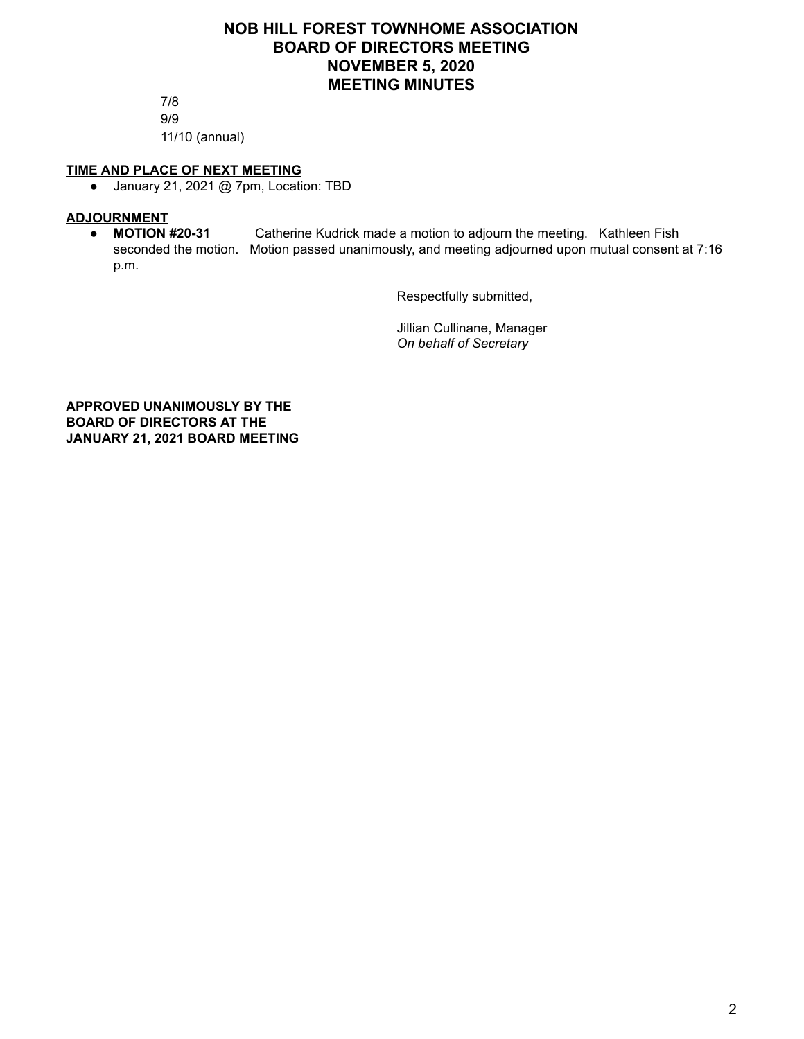# NOB HILL FOREST TOWNHOME ASSOCIATION
## BOARD OF DIRECTORS MEETING
## NOVEMBER 5, 2020
## MEETING MINUTES

7/8
9/9
11/10 (annual)

**TIME AND PLACE OF NEXT MEETING**

- January 21, 2021 @ 7pm, Location: TBD

**ADJOURNMENT**

- **MOTION #20-31** Catherine Kudrick made a motion to adjourn the meeting. Kathleen Fish seconded the motion. Motion passed unanimously, and meeting adjourned upon mutual consent at 7:16 p.m.

Respectfully submitted,

Jillian Cullinane, Manager
*On behalf of Secretary*

**APPROVED UNANIMOUSLY BY THE BOARD OF DIRECTORS AT THE JANUARY 21, 2021 BOARD MEETING**